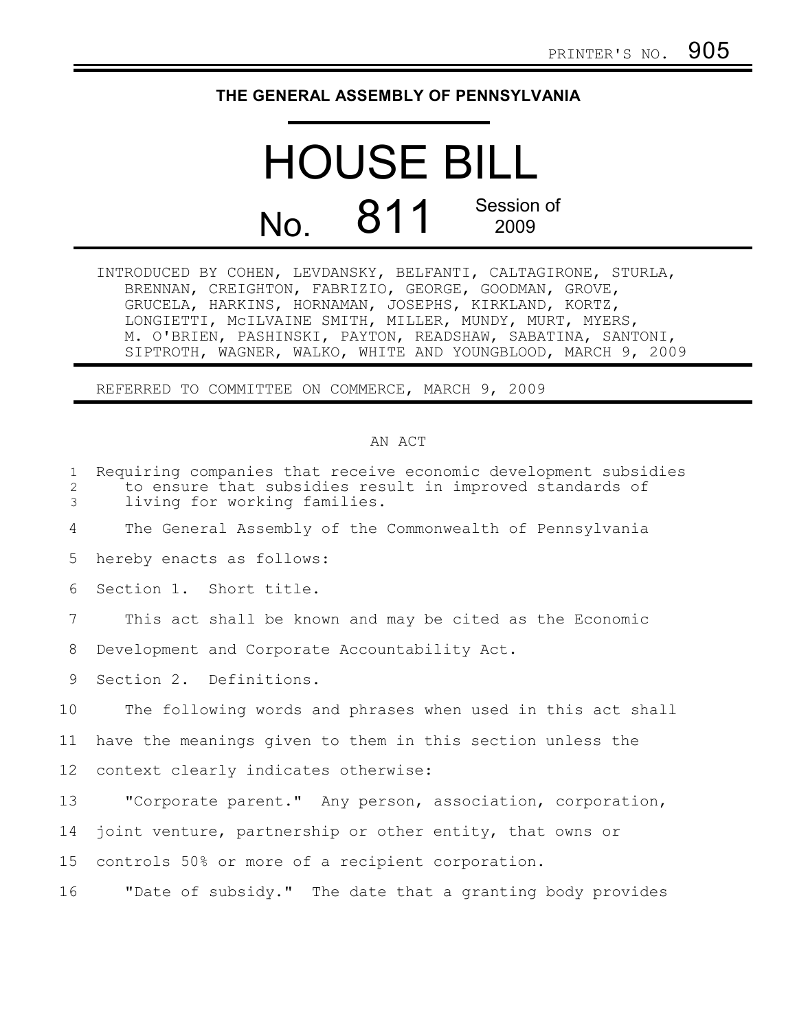PRINTER'S NO. 905

# THE GENERAL ASSEMBLY OF PENNSYLVANIA

# HOUSE BILL

## No. 811 Session of 2009

INTRODUCED BY COHEN, LEVDANSKY, BELFANTI, CALTAGIRONE, STURLA, BRENNAN, CREIGHTON, FABRIZIO, GEORGE, GOODMAN, GROVE, GRUCELA, HARKINS, HORNAMAN, JOSEPHS, KIRKLAND, KORTZ, LONGIETTI, McILVAINE SMITH, MILLER, MUNDY, MURT, MYERS, M. O'BRIEN, PASHINSKI, PAYTON, READSHAW, SABATINA, SANTONI, SIPTROTH, WAGNER, WALKO, WHITE AND YOUNGBLOOD, MARCH 9, 2009

REFERRED TO COMMITTEE ON COMMERCE, MARCH 9, 2009

AN ACT

Requiring companies that receive economic development subsidies to ensure that subsidies result in improved standards of living for working families.

The General Assembly of the Commonwealth of Pennsylvania hereby enacts as follows:

Section 1. Short title.

This act shall be known and may be cited as the Economic Development and Corporate Accountability Act.

Section 2. Definitions.

The following words and phrases when used in this act shall have the meanings given to them in this section unless the context clearly indicates otherwise:

"Corporate parent." Any person, association, corporation, joint venture, partnership or other entity, that owns or controls 50% or more of a recipient corporation.

"Date of subsidy." The date that a granting body provides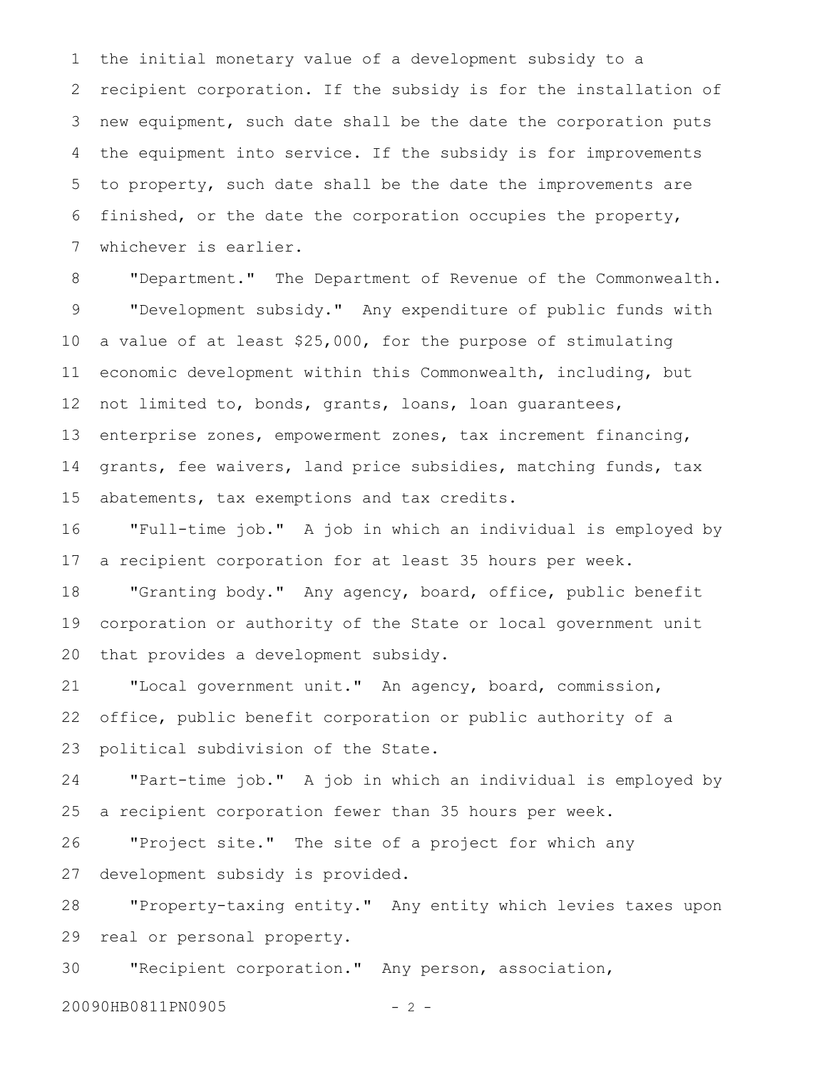the initial monetary value of a development subsidy to a recipient corporation. If the subsidy is for the installation of new equipment, such date shall be the date the corporation puts the equipment into service. If the subsidy is for improvements to property, such date shall be the date the improvements are finished, or the date the corporation occupies the property, whichever is earlier.

"Department." The Department of Revenue of the Commonwealth.

"Development subsidy." Any expenditure of public funds with a value of at least $25,000, for the purpose of stimulating economic development within this Commonwealth, including, but not limited to, bonds, grants, loans, loan guarantees, enterprise zones, empowerment zones, tax increment financing, grants, fee waivers, land price subsidies, matching funds, tax abatements, tax exemptions and tax credits.

"Full-time job." A job in which an individual is employed by a recipient corporation for at least 35 hours per week.

"Granting body." Any agency, board, office, public benefit corporation or authority of the State or local government unit that provides a development subsidy.

"Local government unit." An agency, board, commission, office, public benefit corporation or public authority of a political subdivision of the State.

"Part-time job." A job in which an individual is employed by a recipient corporation fewer than 35 hours per week.

"Project site." The site of a project for which any development subsidy is provided.

"Property-taxing entity." Any entity which levies taxes upon real or personal property.

"Recipient corporation." Any person, association,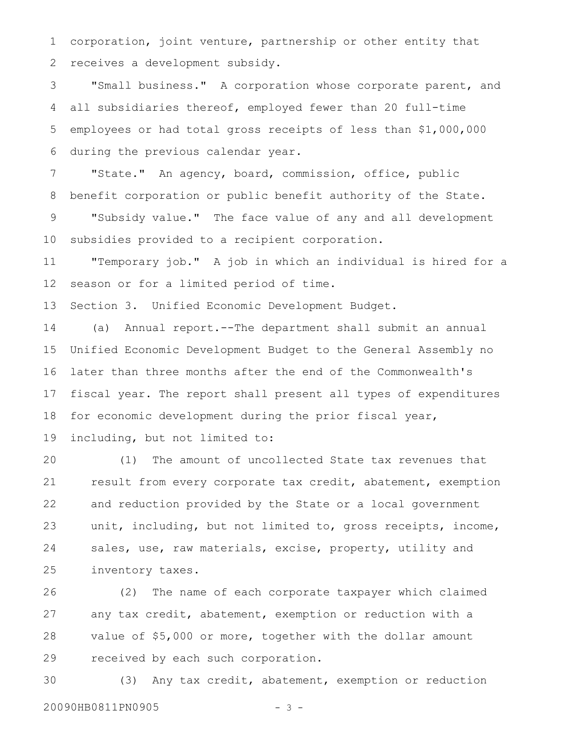corporation, joint venture, partnership or other entity that receives a development subsidy.

"Small business." A corporation whose corporate parent, and all subsidiaries thereof, employed fewer than 20 full-time employees or had total gross receipts of less than $1,000,000 during the previous calendar year.

"State." An agency, board, commission, office, public benefit corporation or public benefit authority of the State.

"Subsidy value." The face value of any and all development subsidies provided to a recipient corporation.

"Temporary job." A job in which an individual is hired for a season or for a limited period of time.

Section 3. Unified Economic Development Budget.

(a) Annual report.--The department shall submit an annual Unified Economic Development Budget to the General Assembly no later than three months after the end of the Commonwealth's fiscal year. The report shall present all types of expenditures for economic development during the prior fiscal year, including, but not limited to:

(1) The amount of uncollected State tax revenues that result from every corporate tax credit, abatement, exemption and reduction provided by the State or a local government unit, including, but not limited to, gross receipts, income, sales, use, raw materials, excise, property, utility and inventory taxes.

(2) The name of each corporate taxpayer which claimed any tax credit, abatement, exemption or reduction with a value of $5,000 or more, together with the dollar amount received by each such corporation.

(3) Any tax credit, abatement, exemption or reduction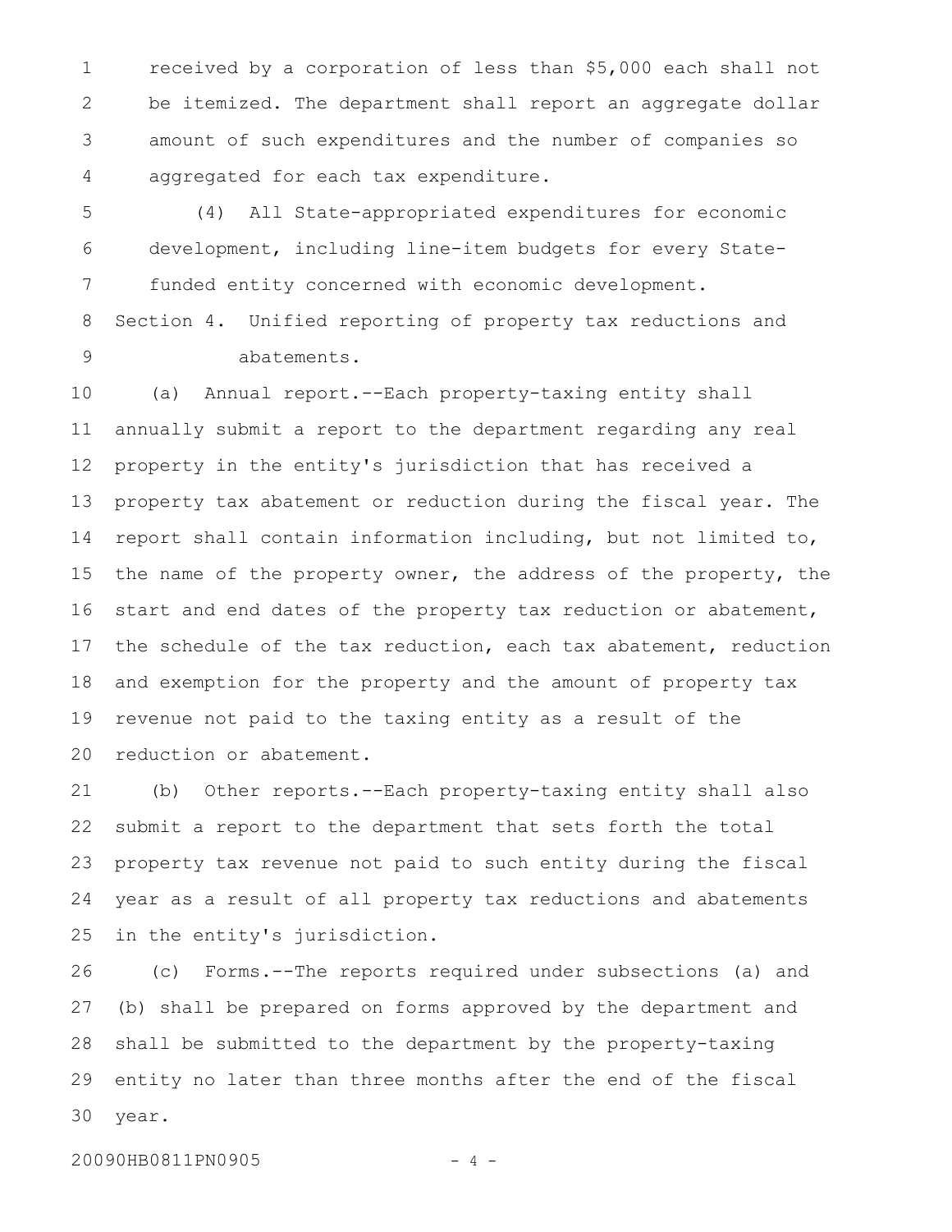received by a corporation of less than $5,000 each shall not be itemized. The department shall report an aggregate dollar amount of such expenditures and the number of companies so aggregated for each tax expenditure.

(4) All State-appropriated expenditures for economic development, including line-item budgets for every State-funded entity concerned with economic development.

Section 4. Unified reporting of property tax reductions and abatements.

(a) Annual report.--Each property-taxing entity shall annually submit a report to the department regarding any real property in the entity's jurisdiction that has received a property tax abatement or reduction during the fiscal year. The report shall contain information including, but not limited to, the name of the property owner, the address of the property, the start and end dates of the property tax reduction or abatement, the schedule of the tax reduction, each tax abatement, reduction and exemption for the property and the amount of property tax revenue not paid to the taxing entity as a result of the reduction or abatement.

(b) Other reports.--Each property-taxing entity shall also submit a report to the department that sets forth the total property tax revenue not paid to such entity during the fiscal year as a result of all property tax reductions and abatements in the entity's jurisdiction.

(c) Forms.--The reports required under subsections (a) and (b) shall be prepared on forms approved by the department and shall be submitted to the department by the property-taxing entity no later than three months after the end of the fiscal year.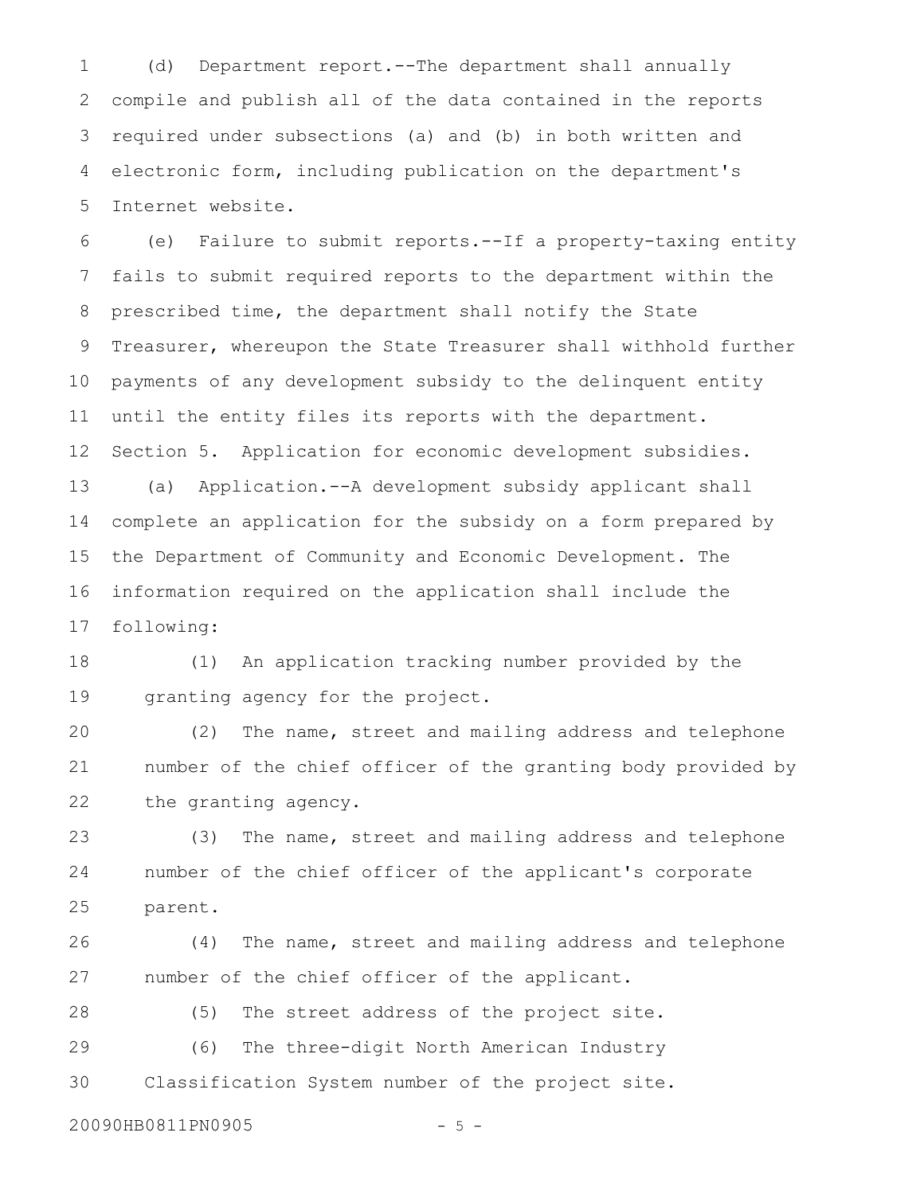(d) Department report.--The department shall annually compile and publish all of the data contained in the reports required under subsections (a) and (b) in both written and electronic form, including publication on the department's Internet website.

(e) Failure to submit reports.--If a property-taxing entity fails to submit required reports to the department within the prescribed time, the department shall notify the State Treasurer, whereupon the State Treasurer shall withhold further payments of any development subsidy to the delinquent entity until the entity files its reports with the department.

Section 5. Application for economic development subsidies.

(a) Application.--A development subsidy applicant shall complete an application for the subsidy on a form prepared by the Department of Community and Economic Development. The information required on the application shall include the following:

(1) An application tracking number provided by the granting agency for the project.

(2) The name, street and mailing address and telephone number of the chief officer of the granting body provided by the granting agency.

(3) The name, street and mailing address and telephone number of the chief officer of the applicant's corporate parent.

(4) The name, street and mailing address and telephone number of the chief officer of the applicant.

(5) The street address of the project site.

(6) The three-digit North American Industry Classification System number of the project site.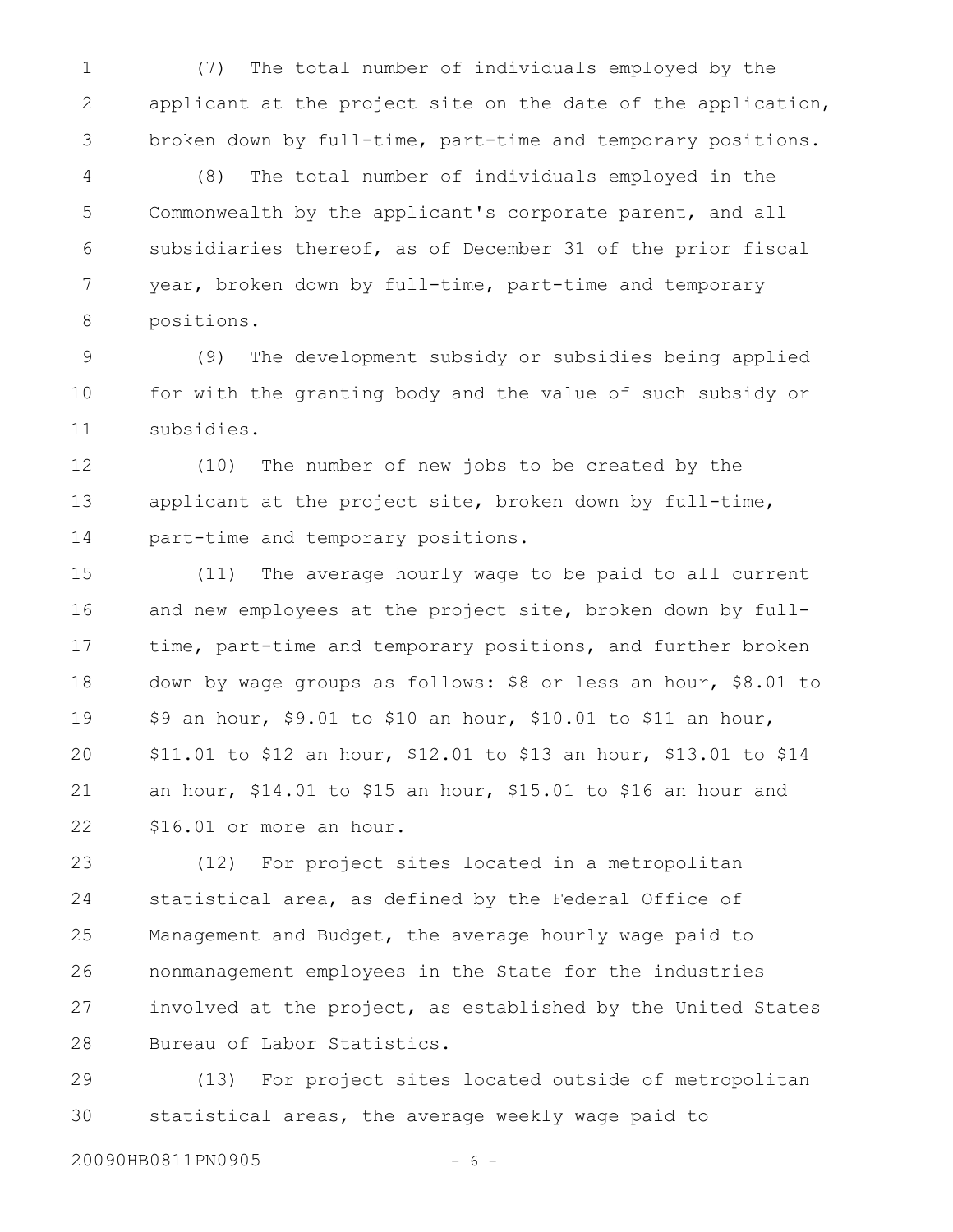(7) The total number of individuals employed by the applicant at the project site on the date of the application, broken down by full-time, part-time and temporary positions.

(8) The total number of individuals employed in the Commonwealth by the applicant's corporate parent, and all subsidiaries thereof, as of December 31 of the prior fiscal year, broken down by full-time, part-time and temporary positions.

(9) The development subsidy or subsidies being applied for with the granting body and the value of such subsidy or subsidies.

(10) The number of new jobs to be created by the applicant at the project site, broken down by full-time, part-time and temporary positions.

(11) The average hourly wage to be paid to all current and new employees at the project site, broken down by full-time, part-time and temporary positions, and further broken down by wage groups as follows: $8 or less an hour, $8.01 to $9 an hour, $9.01 to $10 an hour, $10.01 to $11 an hour, $11.01 to $12 an hour, $12.01 to $13 an hour, $13.01 to $14 an hour, $14.01 to $15 an hour, $15.01 to $16 an hour and $16.01 or more an hour.

(12) For project sites located in a metropolitan statistical area, as defined by the Federal Office of Management and Budget, the average hourly wage paid to nonmanagement employees in the State for the industries involved at the project, as established by the United States Bureau of Labor Statistics.

(13) For project sites located outside of metropolitan statistical areas, the average weekly wage paid to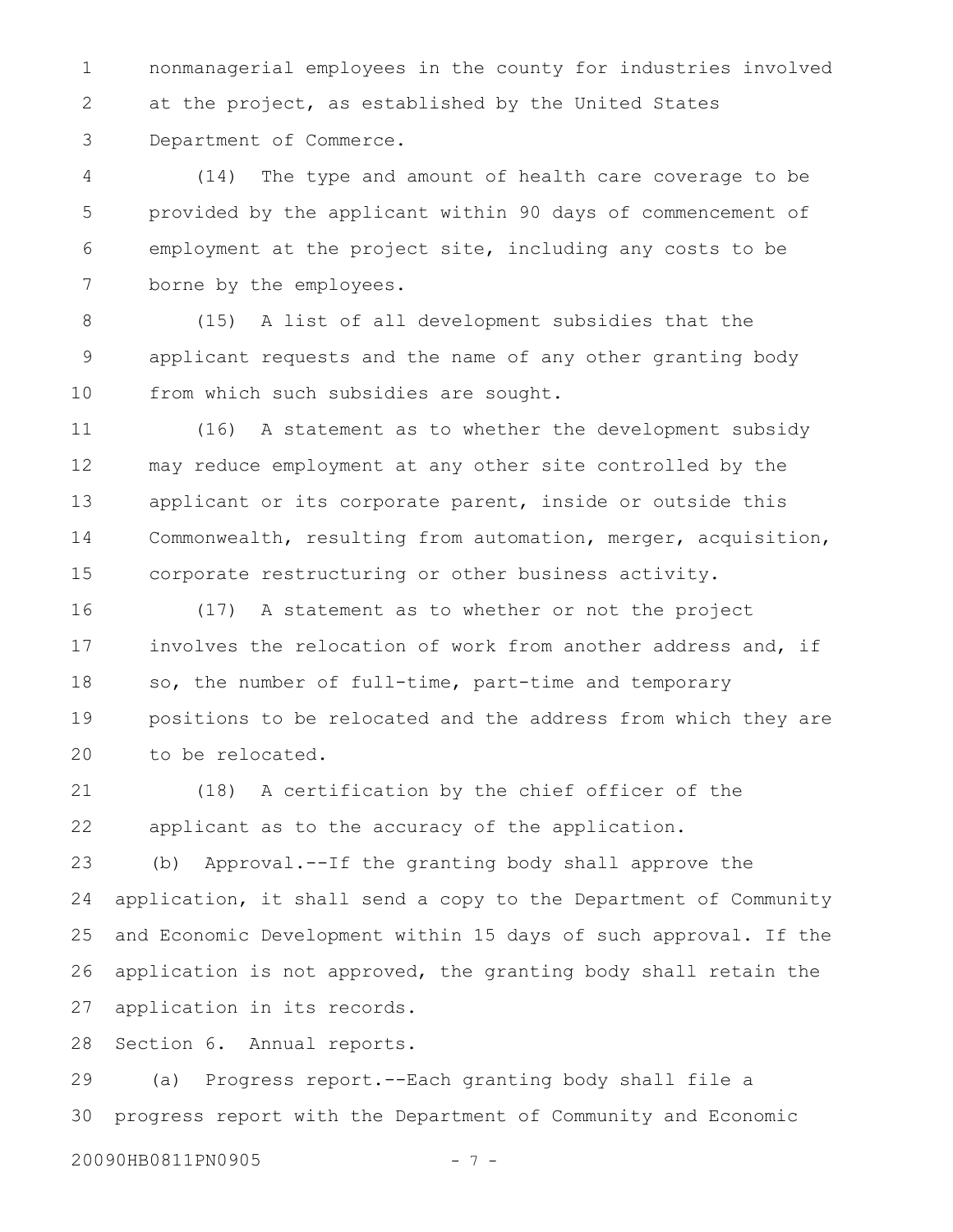nonmanagerial employees in the county for industries involved at the project, as established by the United States Department of Commerce.

(14) The type and amount of health care coverage to be provided by the applicant within 90 days of commencement of employment at the project site, including any costs to be borne by the employees.

(15) A list of all development subsidies that the applicant requests and the name of any other granting body from which such subsidies are sought.

(16) A statement as to whether the development subsidy may reduce employment at any other site controlled by the applicant or its corporate parent, inside or outside this Commonwealth, resulting from automation, merger, acquisition, corporate restructuring or other business activity.

(17) A statement as to whether or not the project involves the relocation of work from another address and, if so, the number of full-time, part-time and temporary positions to be relocated and the address from which they are to be relocated.

(18) A certification by the chief officer of the applicant as to the accuracy of the application.

(b) Approval.--If the granting body shall approve the application, it shall send a copy to the Department of Community and Economic Development within 15 days of such approval. If the application is not approved, the granting body shall retain the application in its records.

Section 6. Annual reports.

(a) Progress report.--Each granting body shall file a progress report with the Department of Community and Economic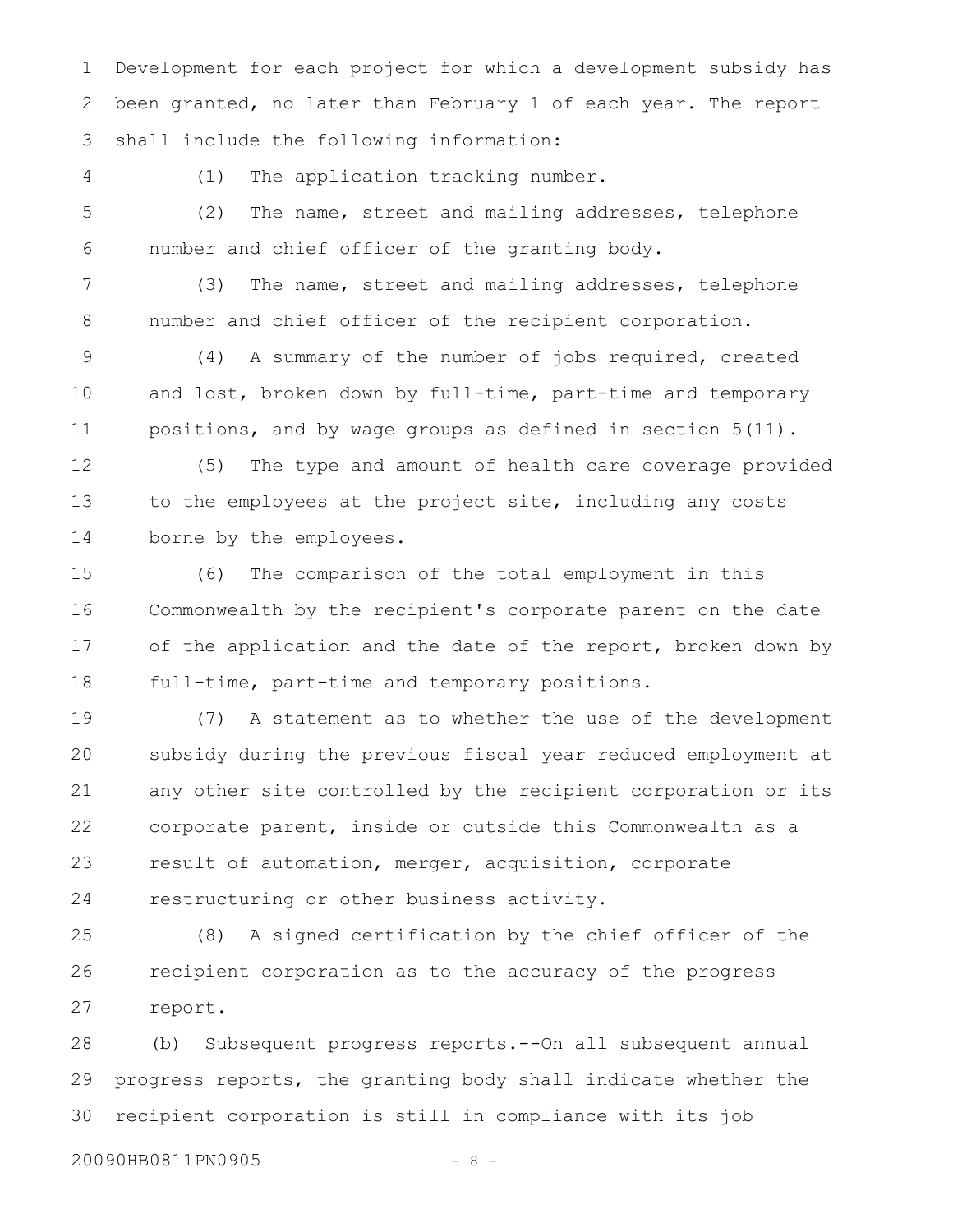Development for each project for which a development subsidy has been granted, no later than February 1 of each year. The report shall include the following information:

(1) The application tracking number.

(2) The name, street and mailing addresses, telephone number and chief officer of the granting body.

(3) The name, street and mailing addresses, telephone number and chief officer of the recipient corporation.

(4) A summary of the number of jobs required, created and lost, broken down by full-time, part-time and temporary positions, and by wage groups as defined in section 5(11).

(5) The type and amount of health care coverage provided to the employees at the project site, including any costs borne by the employees.

(6) The comparison of the total employment in this Commonwealth by the recipient's corporate parent on the date of the application and the date of the report, broken down by full-time, part-time and temporary positions.

(7) A statement as to whether the use of the development subsidy during the previous fiscal year reduced employment at any other site controlled by the recipient corporation or its corporate parent, inside or outside this Commonwealth as a result of automation, merger, acquisition, corporate restructuring or other business activity.

(8) A signed certification by the chief officer of the recipient corporation as to the accuracy of the progress report.

(b) Subsequent progress reports.--On all subsequent annual progress reports, the granting body shall indicate whether the recipient corporation is still in compliance with its job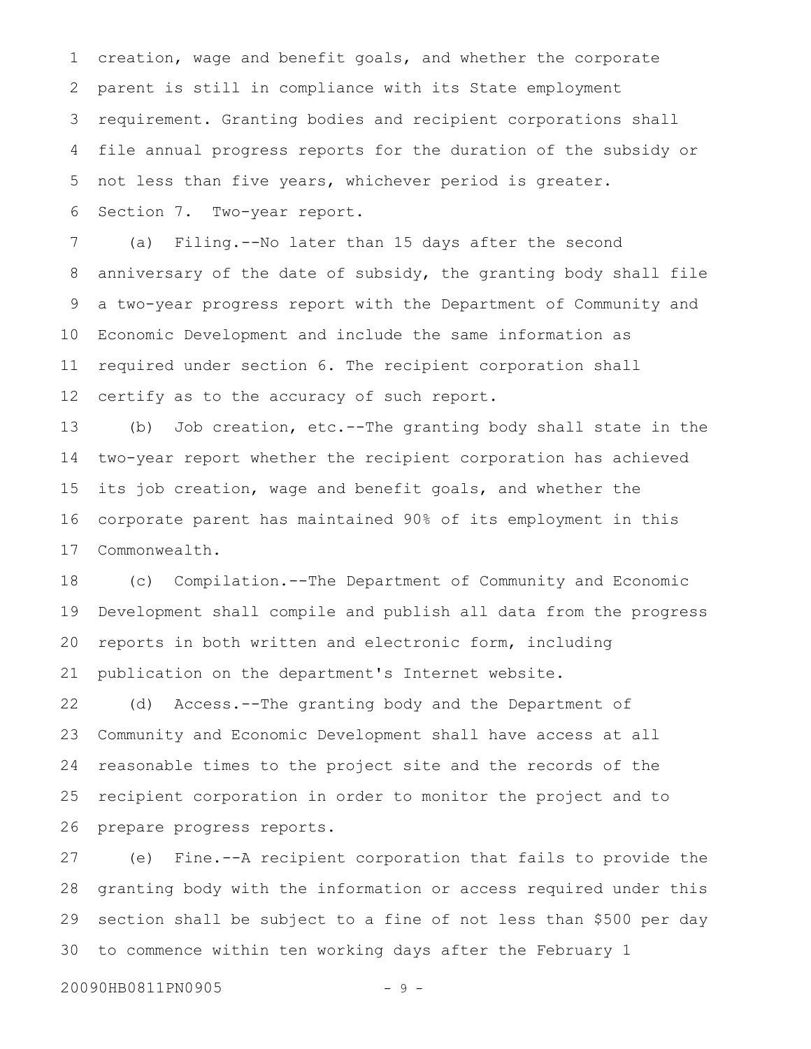creation, wage and benefit goals, and whether the corporate parent is still in compliance with its State employment requirement. Granting bodies and recipient corporations shall file annual progress reports for the duration of the subsidy or not less than five years, whichever period is greater.

Section 7. Two-year report.

(a) Filing.--No later than 15 days after the second anniversary of the date of subsidy, the granting body shall file a two-year progress report with the Department of Community and Economic Development and include the same information as required under section 6. The recipient corporation shall certify as to the accuracy of such report.

(b) Job creation, etc.--The granting body shall state in the two-year report whether the recipient corporation has achieved its job creation, wage and benefit goals, and whether the corporate parent has maintained 90% of its employment in this Commonwealth.

(c) Compilation.--The Department of Community and Economic Development shall compile and publish all data from the progress reports in both written and electronic form, including publication on the department's Internet website.

(d) Access.--The granting body and the Department of Community and Economic Development shall have access at all reasonable times to the project site and the records of the recipient corporation in order to monitor the project and to prepare progress reports.

(e) Fine.--A recipient corporation that fails to provide the granting body with the information or access required under this section shall be subject to a fine of not less than $500 per day to commence within ten working days after the February 1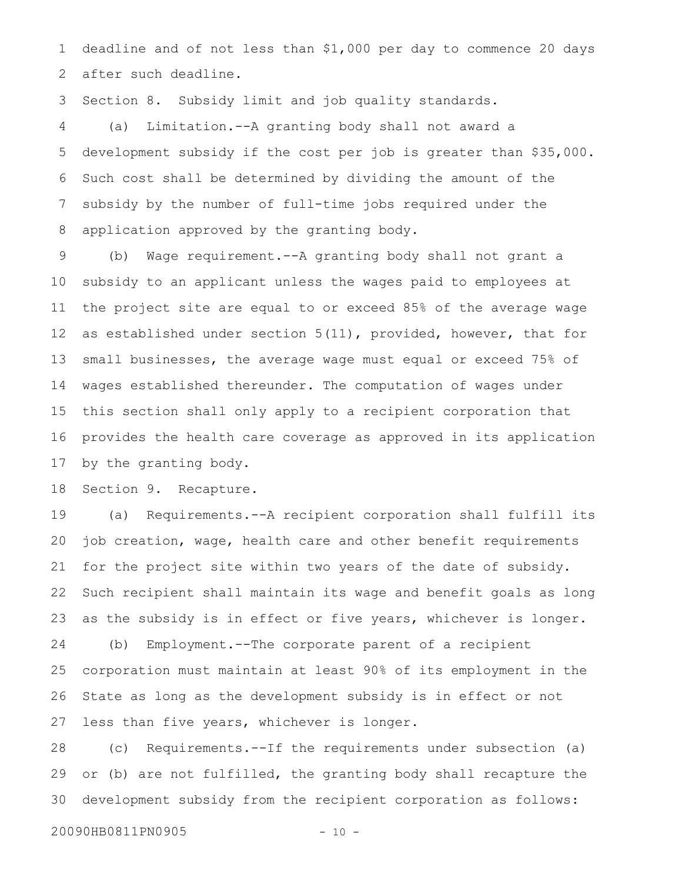deadline and of not less than $1,000 per day to commence 20 days after such deadline.

Section 8. Subsidy limit and job quality standards.

(a) Limitation.--A granting body shall not award a development subsidy if the cost per job is greater than $35,000. Such cost shall be determined by dividing the amount of the subsidy by the number of full-time jobs required under the application approved by the granting body.

(b) Wage requirement.--A granting body shall not grant a subsidy to an applicant unless the wages paid to employees at the project site are equal to or exceed 85% of the average wage as established under section 5(11), provided, however, that for small businesses, the average wage must equal or exceed 75% of wages established thereunder. The computation of wages under this section shall only apply to a recipient corporation that provides the health care coverage as approved in its application by the granting body.

Section 9. Recapture.

(a) Requirements.--A recipient corporation shall fulfill its job creation, wage, health care and other benefit requirements for the project site within two years of the date of subsidy. Such recipient shall maintain its wage and benefit goals as long as the subsidy is in effect or five years, whichever is longer.

(b) Employment.--The corporate parent of a recipient corporation must maintain at least 90% of its employment in the State as long as the development subsidy is in effect or not less than five years, whichever is longer.

(c) Requirements.--If the requirements under subsection (a) or (b) are not fulfilled, the granting body shall recapture the development subsidy from the recipient corporation as follows: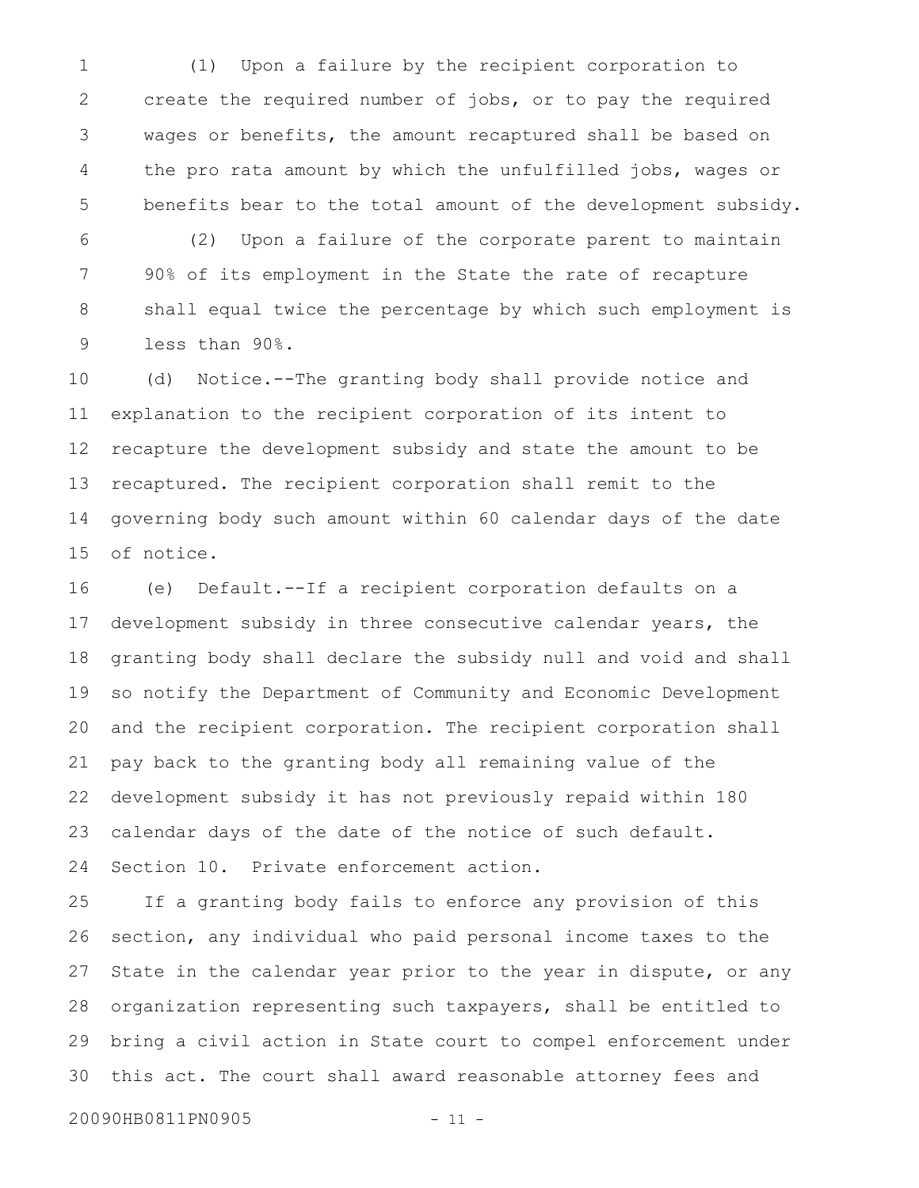(1) Upon a failure by the recipient corporation to create the required number of jobs, or to pay the required wages or benefits, the amount recaptured shall be based on the pro rata amount by which the unfulfilled jobs, wages or benefits bear to the total amount of the development subsidy.

(2) Upon a failure of the corporate parent to maintain 90% of its employment in the State the rate of recapture shall equal twice the percentage by which such employment is less than 90%.

(d) Notice.--The granting body shall provide notice and explanation to the recipient corporation of its intent to recapture the development subsidy and state the amount to be recaptured. The recipient corporation shall remit to the governing body such amount within 60 calendar days of the date of notice.

(e) Default.--If a recipient corporation defaults on a development subsidy in three consecutive calendar years, the granting body shall declare the subsidy null and void and shall so notify the Department of Community and Economic Development and the recipient corporation. The recipient corporation shall pay back to the granting body all remaining value of the development subsidy it has not previously repaid within 180 calendar days of the date of the notice of such default.

Section 10. Private enforcement action.

If a granting body fails to enforce any provision of this section, any individual who paid personal income taxes to the State in the calendar year prior to the year in dispute, or any organization representing such taxpayers, shall be entitled to bring a civil action in State court to compel enforcement under this act. The court shall award reasonable attorney fees and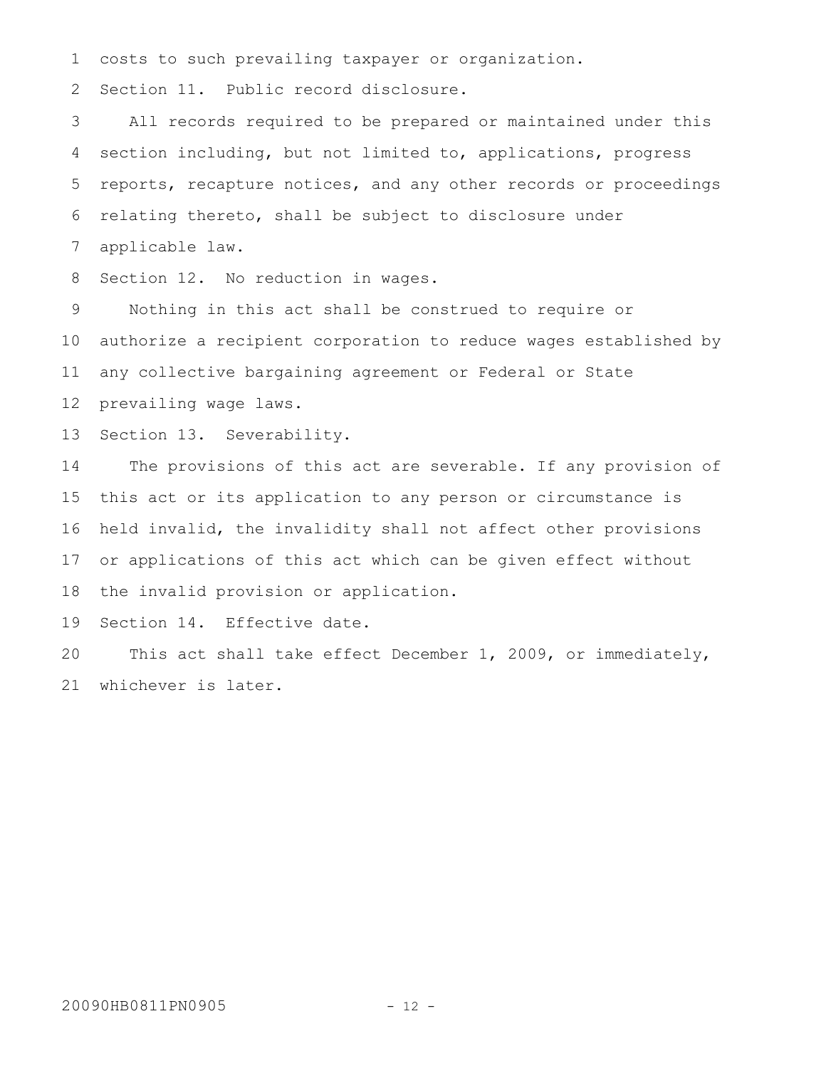costs to such prevailing taxpayer or organization.

Section 11. Public record disclosure.

All records required to be prepared or maintained under this section including, but not limited to, applications, progress reports, recapture notices, and any other records or proceedings relating thereto, shall be subject to disclosure under applicable law.

Section 12. No reduction in wages.

Nothing in this act shall be construed to require or authorize a recipient corporation to reduce wages established by any collective bargaining agreement or Federal or State prevailing wage laws.

Section 13. Severability.

The provisions of this act are severable. If any provision of this act or its application to any person or circumstance is held invalid, the invalidity shall not affect other provisions or applications of this act which can be given effect without the invalid provision or application.

Section 14. Effective date.

This act shall take effect December 1, 2009, or immediately, whichever is later.